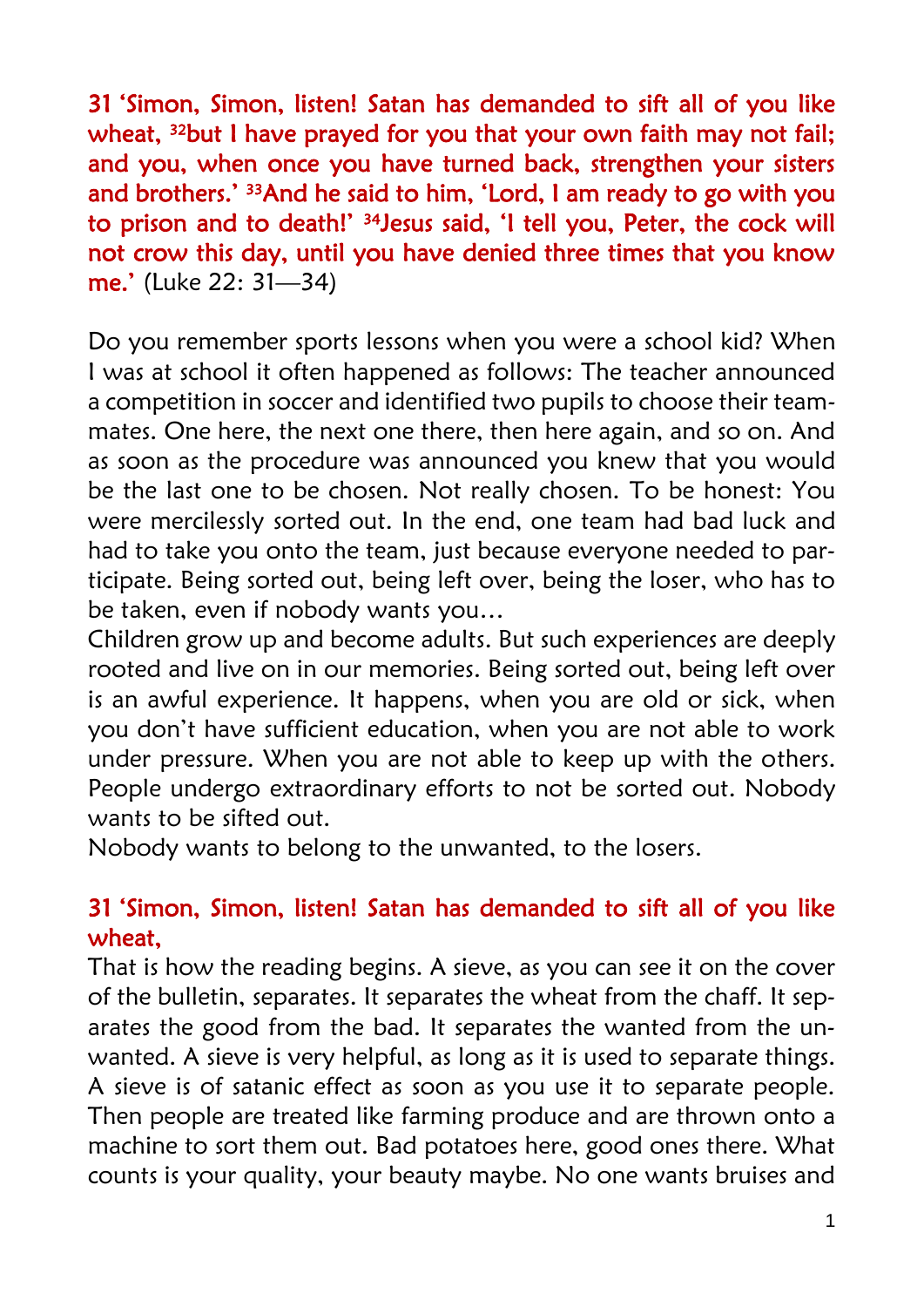**31 'Simon, Simon, listen! Satan has demanded to sift all of you like wheat, [32]but I have prayed for you that your own faith may not fail; and you, when once you have turned back, strengthen your sisters and brothers.' [33]And he said to him, 'Lord, I am ready to go with you to prison and to death!' [34]Jesus said, 'I tell you, Peter, the cock will not crow this day, until you have denied three times that you know me.'** (Luke 22: 31—34)

Do you remember sports lessons when you were a school kid? When I was at school it often happened as follows: The teacher announced a competition in soccer and identified two pupils to choose their team-mates. One here, the next one there, then here again, and so on. And as soon as the procedure was announced you knew that you would be the last one to be chosen. Not really chosen. To be honest: You were mercilessly sorted out. In the end, one team had bad luck and had to take you onto the team, just because everyone needed to participate. Being sorted out, being left over, being the loser, who has to be taken, even if nobody wants you…

Children grow up and become adults. But such experiences are deeply rooted and live on in our memories. Being sorted out, being left over is an awful experience. It happens, when you are old or sick, when you don't have sufficient education, when you are not able to work under pressure. When you are not able to keep up with the others. People undergo extraordinary efforts to not be sorted out. Nobody wants to be sifted out.

Nobody wants to belong to the unwanted, to the losers.

**31 'Simon, Simon, listen! Satan has demanded to sift all of you like wheat,**

That is how the reading begins. A sieve, as you can see it on the cover of the bulletin, separates. It separates the wheat from the chaff. It separates the good from the bad. It separates the wanted from the unwanted. A sieve is very helpful, as long as it is used to separate things. A sieve is of satanic effect as soon as you use it to separate people. Then people are treated like farming produce and are thrown onto a machine to sort them out. Bad potatoes here, good ones there. What counts is your quality, your beauty maybe. No one wants bruises and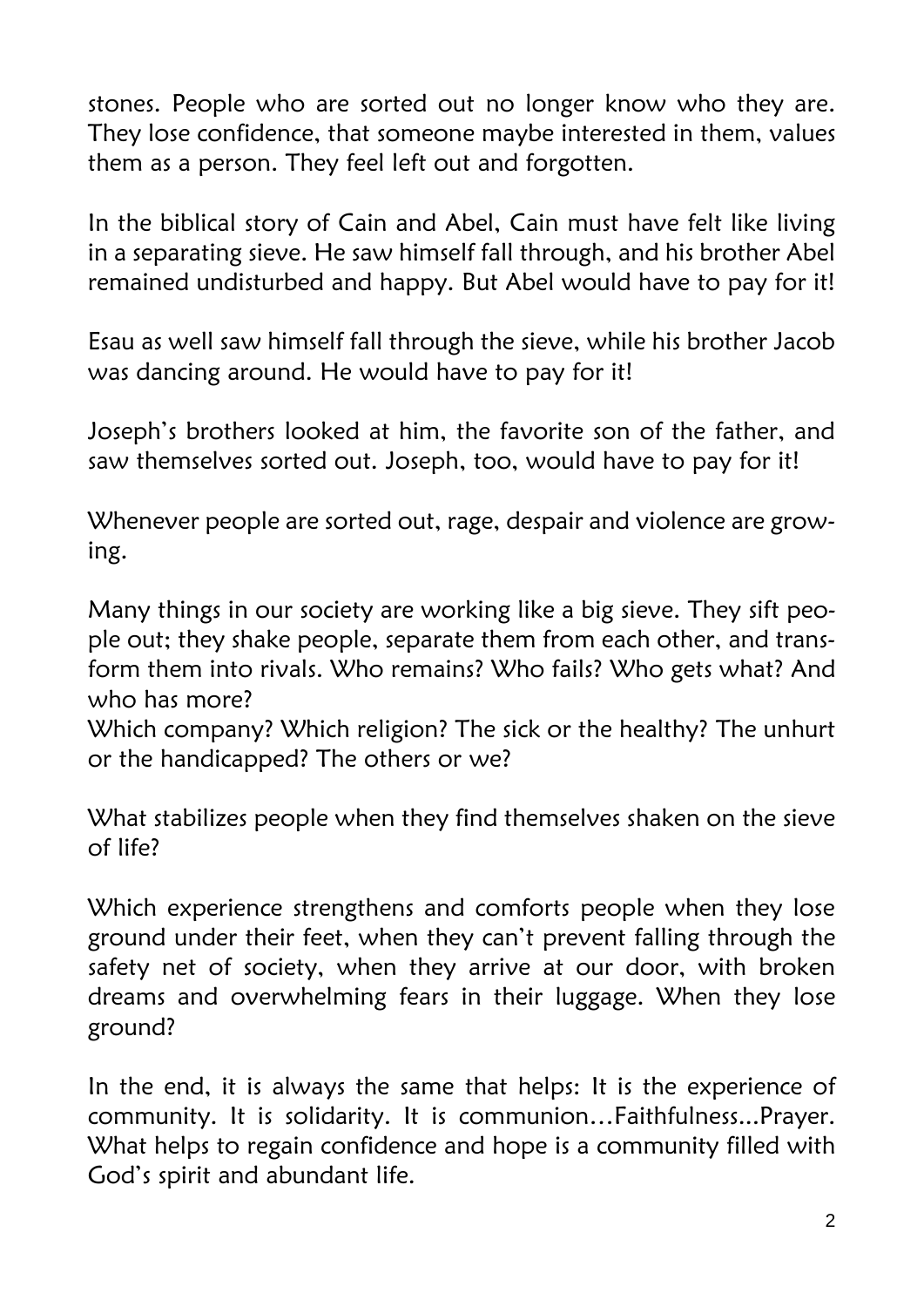stones. People who are sorted out no longer know who they are. They lose confidence, that someone maybe interested in them, values them as a person. They feel left out and forgotten.

In the biblical story of Cain and Abel, Cain must have felt like living in a separating sieve. He saw himself fall through, and his brother Abel remained undisturbed and happy. But Abel would have to pay for it!

Esau as well saw himself fall through the sieve, while his brother Jacob was dancing around. He would have to pay for it!

Joseph's brothers looked at him, the favorite son of the father, and saw themselves sorted out. Joseph, too, would have to pay for it!

Whenever people are sorted out, rage, despair and violence are growing.

Many things in our society are working like a big sieve. They sift people out; they shake people, separate them from each other, and transform them into rivals. Who remains? Who fails? Who gets what? And who has more?
Which company? Which religion? The sick or the healthy? The unhurt or the handicapped? The others or we?

What stabilizes people when they find themselves shaken on the sieve of life?

Which experience strengthens and comforts people when they lose ground under their feet, when they can't prevent falling through the safety net of society, when they arrive at our door, with broken dreams and overwhelming fears in their luggage. When they lose ground?

In the end, it is always the same that helps: It is the experience of community. It is solidarity. It is communion…Faithfulness...Prayer. What helps to regain confidence and hope is a community filled with God's spirit and abundant life.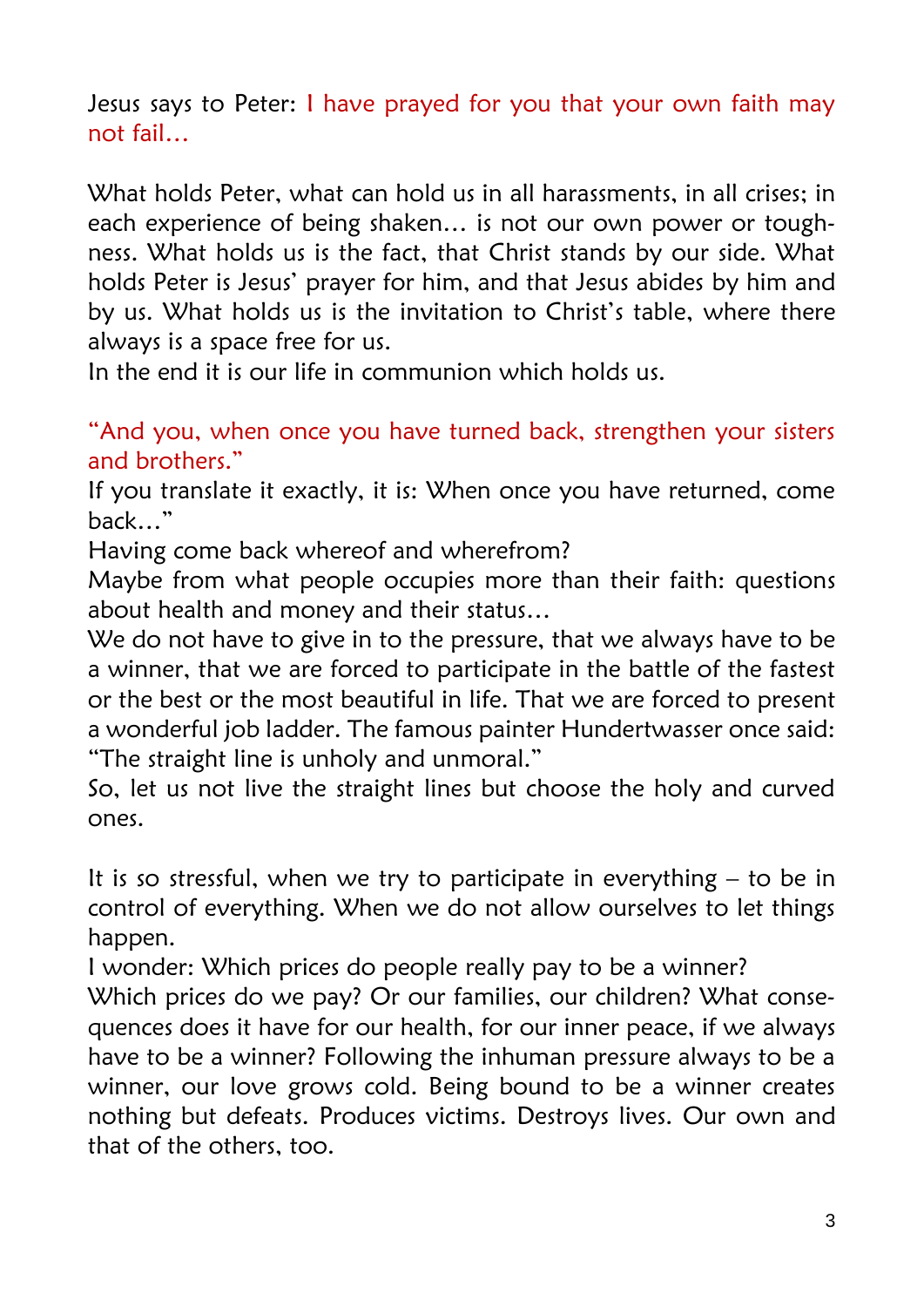Jesus says to Peter: I have prayed for you that your own faith may not fail…

What holds Peter, what can hold us in all harassments, in all crises; in each experience of being shaken… is not our own power or toughness. What holds us is the fact, that Christ stands by our side. What holds Peter is Jesus' prayer for him, and that Jesus abides by him and by us. What holds us is the invitation to Christ's table, where there always is a space free for us.
In the end it is our life in communion which holds us.

"And you, when once you have turned back, strengthen your sisters and brothers."
If you translate it exactly, it is: When once you have returned, come back…"
Having come back whereof and wherefrom?
Maybe from what people occupies more than their faith: questions about health and money and their status…
We do not have to give in to the pressure, that we always have to be a winner, that we are forced to participate in the battle of the fastest or the best or the most beautiful in life. That we are forced to present a wonderful job ladder. The famous painter Hundertwasser once said: "The straight line is unholy and unmoral."
So, let us not live the straight lines but choose the holy and curved ones.

It is so stressful, when we try to participate in everything – to be in control of everything. When we do not allow ourselves to let things happen.
I wonder: Which prices do people really pay to be a winner?
Which prices do we pay? Or our families, our children? What consequences does it have for our health, for our inner peace, if we always have to be a winner? Following the inhuman pressure always to be a winner, our love grows cold. Being bound to be a winner creates nothing but defeats. Produces victims. Destroys lives. Our own and that of the others, too.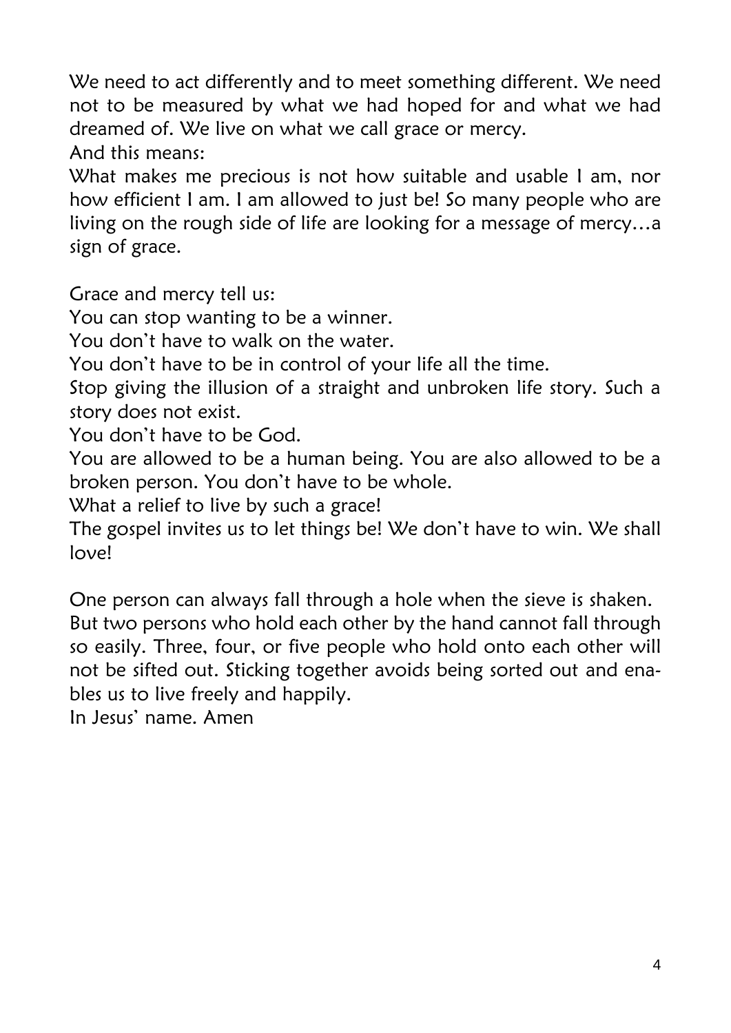We need to act differently and to meet something different. We need not to be measured by what we had hoped for and what we had dreamed of. We live on what we call grace or mercy.
And this means:
What makes me precious is not how suitable and usable I am, nor how efficient I am. I am allowed to just be! So many people who are living on the rough side of life are looking for a message of mercy…a sign of grace.

Grace and mercy tell us:
You can stop wanting to be a winner.
You don't have to walk on the water.
You don't have to be in control of your life all the time.
Stop giving the illusion of a straight and unbroken life story. Such a story does not exist.
You don't have to be God.
You are allowed to be a human being. You are also allowed to be a broken person. You don't have to be whole.
What a relief to live by such a grace!
The gospel invites us to let things be! We don't have to win. We shall love!

One person can always fall through a hole when the sieve is shaken. But two persons who hold each other by the hand cannot fall through so easily. Three, four, or five people who hold onto each other will not be sifted out. Sticking together avoids being sorted out and enables us to live freely and happily.
In Jesus' name. Amen